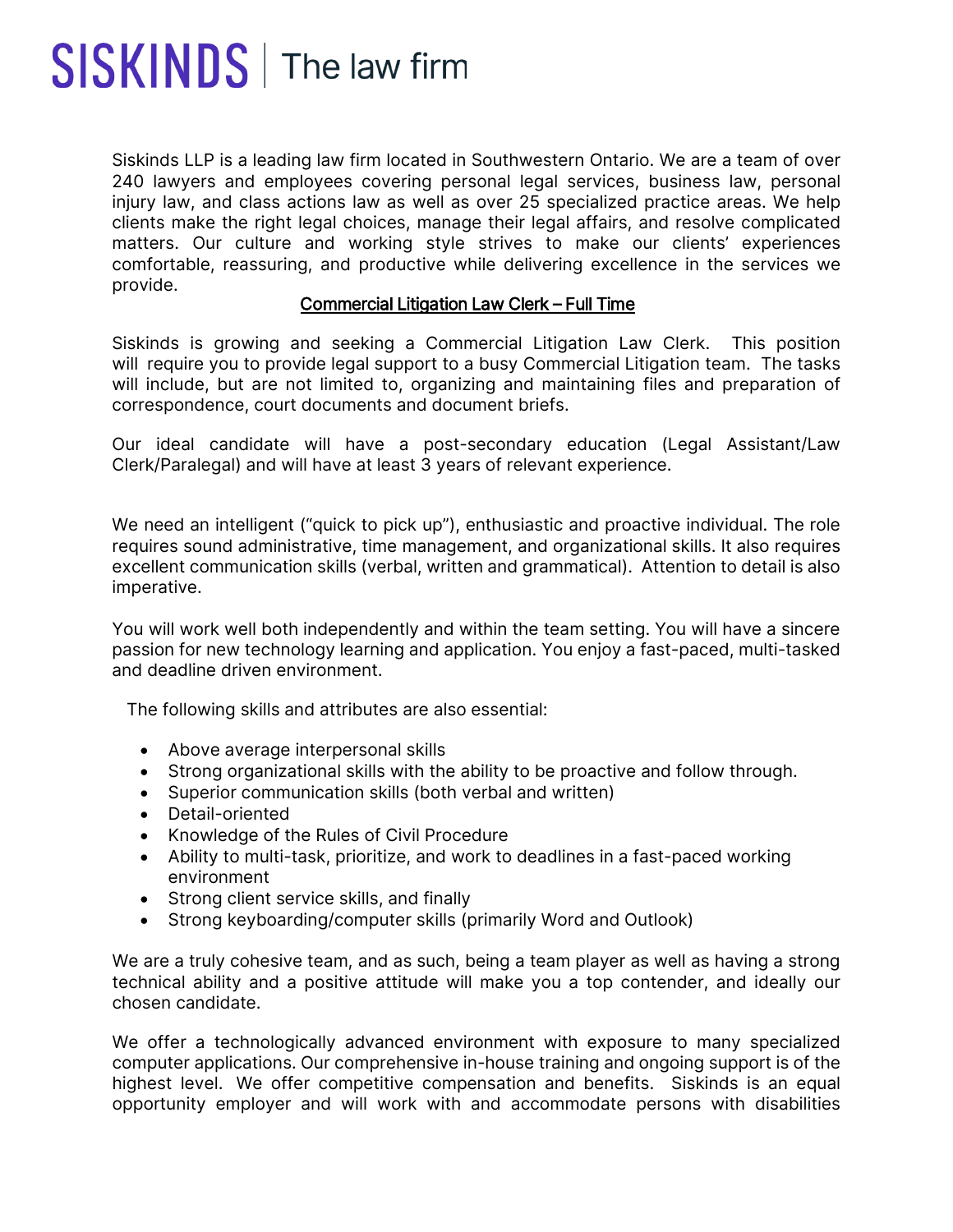# SISKINDS | The law firm

Siskinds LLP is a leading law firm located in Southwestern Ontario. We are a team of over 240 lawyers and employees covering personal legal services, business law, personal injury law, and class actions law as well as over 25 specialized practice areas. We help clients make the right legal choices, manage their legal affairs, and resolve complicated matters. Our culture and working style strives to make our clients' experiences comfortable, reassuring, and productive while delivering excellence in the services we provide.

## Commercial Litigation Law Clerk – Full Time

Siskinds is growing and seeking a Commercial Litigation Law Clerk. This position will require you to provide legal support to a busy Commercial Litigation team. The tasks will include, but are not limited to, organizing and maintaining files and preparation of correspondence, court documents and document briefs.

Our ideal candidate will have a post-secondary education (Legal Assistant/Law Clerk/Paralegal) and will have at least 3 years of relevant experience.

We need an intelligent ("quick to pick up"), enthusiastic and proactive individual. The role requires sound administrative, time management, and organizational skills. It also requires excellent communication skills (verbal, written and grammatical). Attention to detail is also imperative.

You will work well both independently and within the team setting. You will have a sincere passion for new technology learning and application. You enjoy a fast-paced, multi-tasked and deadline driven environment.

The following skills and attributes are also essential:

- Above average interpersonal skills
- Strong organizational skills with the ability to be proactive and follow through.
- Superior communication skills (both verbal and written)
- Detail-oriented
- Knowledge of the Rules of Civil Procedure
- Ability to multi-task, prioritize, and work to deadlines in a fast-paced working environment
- Strong client service skills, and finally
- Strong keyboarding/computer skills (primarily Word and Outlook)

We are a truly cohesive team, and as such, being a team player as well as having a strong technical ability and a positive attitude will make you a top contender, and ideally our chosen candidate.

We offer a technologically advanced environment with exposure to many specialized computer applications. Our comprehensive in-house training and ongoing support is of the highest level. We offer competitive compensation and benefits. Siskinds is an equal opportunity employer and will work with and accommodate persons with disabilities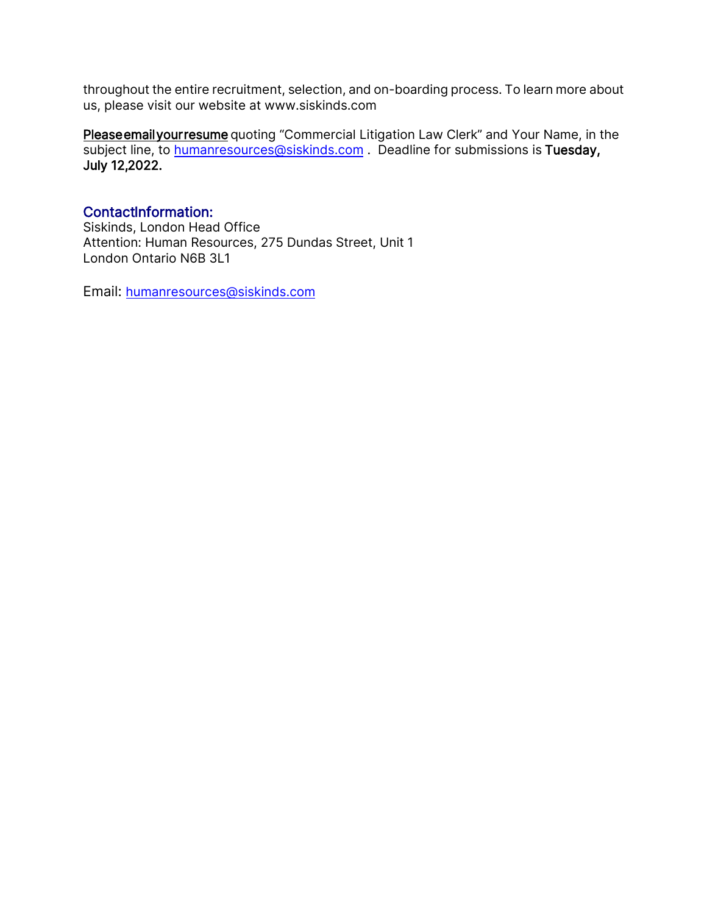throughout the entire recruitment, selection, and on-boarding process. To learn more about us, please visit our website at www.siskinds.com

**Please email your resume** quoting "Commercial Litigation Law Clerk" and Your Name, in the subject line, to humanresources@siskinds.com . Deadline for submissions is **Tuesday, July 12,2022.**

## Contact Information:

Siskinds, London Head Office
Attention: Human Resources, 275 Dundas Street, Unit 1
London Ontario N6B 3L1

Email: humanresources@siskinds.com